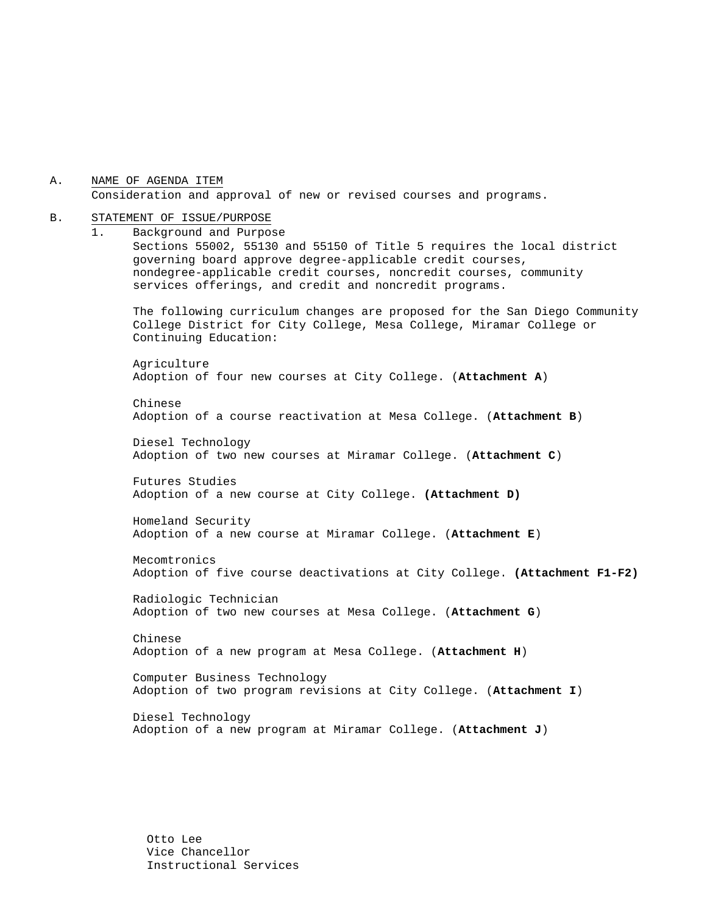A. <u>NAME OF AGENDA ITEM</u>
Consideration and approval of new or revised courses and programs.

B. <u>STATEMENT OF ISSUE/PURPOSE</u>

1. Background and Purpose

Sections 55002, 55130 and 55150 of Title 5 requires the local district governing board approve degree-applicable credit courses, nondegree-applicable credit courses, noncredit courses, community services offerings, and credit and noncredit programs.

The following curriculum changes are proposed for the San Diego Community College District for City College, Mesa College, Miramar College or Continuing Education:

Agriculture
Adoption of four new courses at City College. (**Attachment A**)

Chinese
Adoption of a course reactivation at Mesa College. (**Attachment B**)

Diesel Technology
Adoption of two new courses at Miramar College. (**Attachment C**)

Futures Studies
Adoption of a new course at City College. **(Attachment D)**

Homeland Security
Adoption of a new course at Miramar College. (**Attachment E**)

Mecomtronics
Adoption of five course deactivations at City College. **(Attachment F1-F2)**

Radiologic Technician
Adoption of two new courses at Mesa College. (**Attachment G**)

Chinese
Adoption of a new program at Mesa College. (**Attachment H**)

Computer Business Technology
Adoption of two program revisions at City College. (**Attachment I**)

Diesel Technology
Adoption of a new program at Miramar College. (**Attachment J**)

Otto Lee
Vice Chancellor
Instructional Services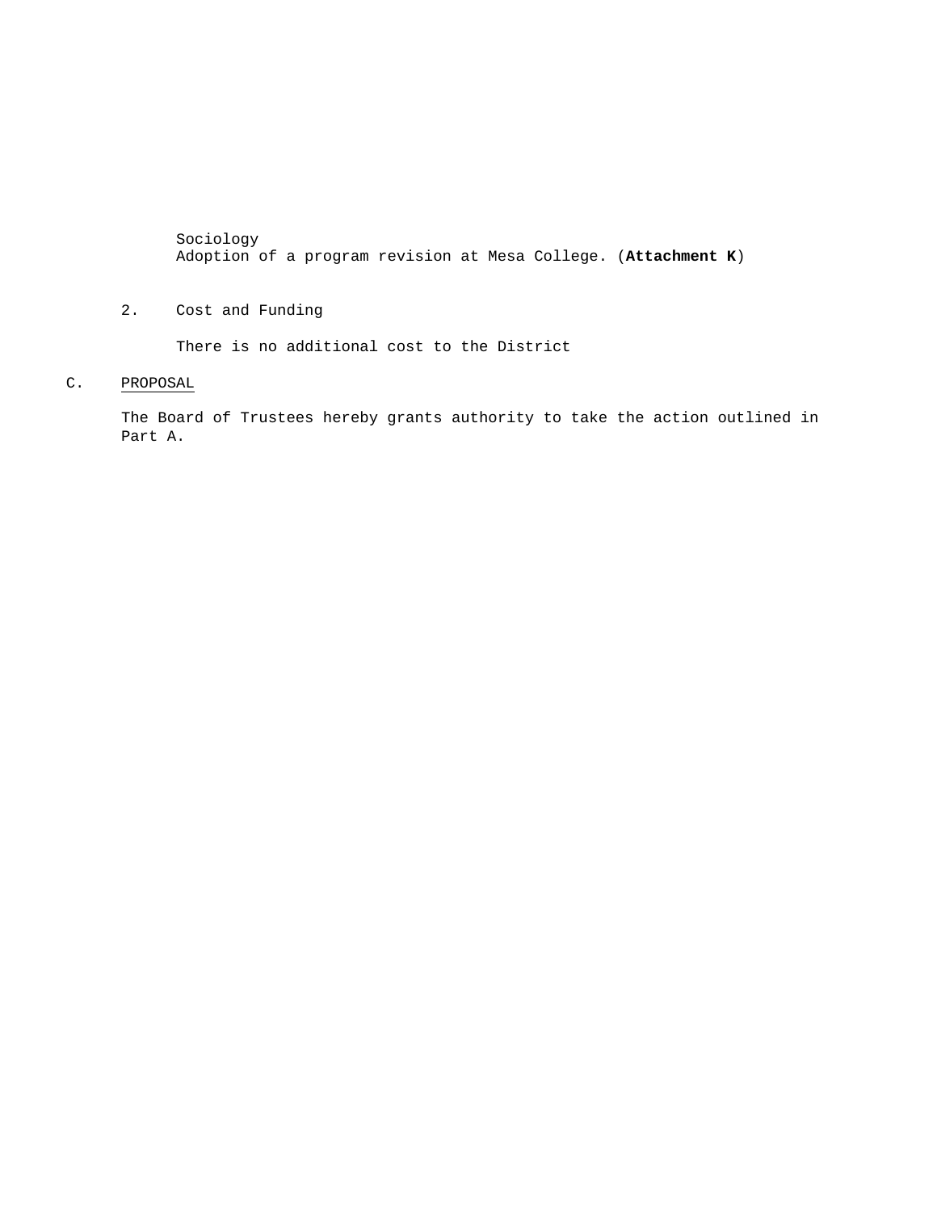Sociology
Adoption of a program revision at Mesa College. (**Attachment K**)

2. Cost and Funding

   There is no additional cost to the District

C. PROPOSAL

The Board of Trustees hereby grants authority to take the action outlined in Part A.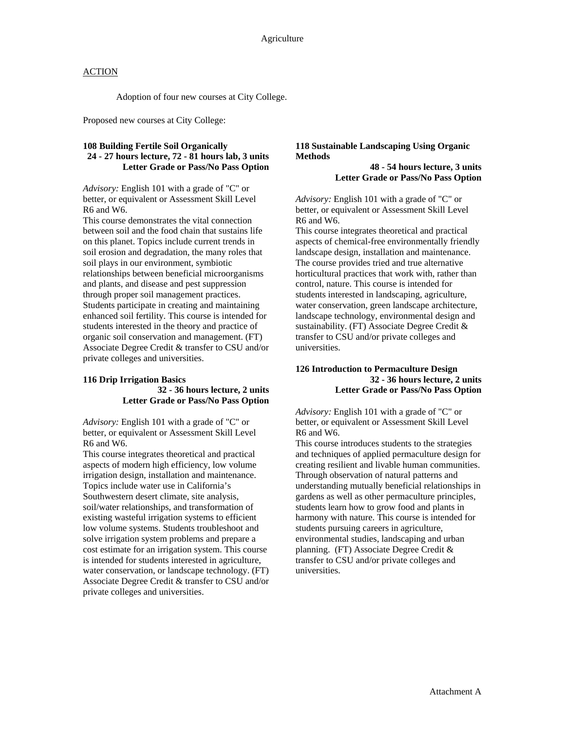# Agriculture

ACTION

Adoption of four new courses at City College.

Proposed new courses at City College:

**108 Building Fertile Soil Organically**
**24 - 27 hours lecture, 72 - 81 hours lab, 3 units**
**Letter Grade or Pass/No Pass Option**

*Advisory:* English 101 with a grade of "C" or better, or equivalent or Assessment Skill Level R6 and W6.
This course demonstrates the vital connection between soil and the food chain that sustains life on this planet. Topics include current trends in soil erosion and degradation, the many roles that soil plays in our environment, symbiotic relationships between beneficial microorganisms and plants, and disease and pest suppression through proper soil management practices. Students participate in creating and maintaining enhanced soil fertility. This course is intended for students interested in the theory and practice of organic soil conservation and management. (FT) Associate Degree Credit & transfer to CSU and/or private colleges and universities.

**116 Drip Irrigation Basics**
**32 - 36 hours lecture, 2 units**
**Letter Grade or Pass/No Pass Option**

*Advisory:* English 101 with a grade of "C" or better, or equivalent or Assessment Skill Level R6 and W6.
This course integrates theoretical and practical aspects of modern high efficiency, low volume irrigation design, installation and maintenance. Topics include water use in California's Southwestern desert climate, site analysis, soil/water relationships, and transformation of existing wasteful irrigation systems to efficient low volume systems. Students troubleshoot and solve irrigation system problems and prepare a cost estimate for an irrigation system. This course is intended for students interested in agriculture, water conservation, or landscape technology. (FT) Associate Degree Credit & transfer to CSU and/or private colleges and universities.

**118 Sustainable Landscaping Using Organic Methods**
**48 - 54 hours lecture, 3 units**
**Letter Grade or Pass/No Pass Option**

*Advisory:* English 101 with a grade of "C" or better, or equivalent or Assessment Skill Level R6 and W6.
This course integrates theoretical and practical aspects of chemical-free environmentally friendly landscape design, installation and maintenance. The course provides tried and true alternative horticultural practices that work with, rather than control, nature. This course is intended for students interested in landscaping, agriculture, water conservation, green landscape architecture, landscape technology, environmental design and sustainability. (FT) Associate Degree Credit & transfer to CSU and/or private colleges and universities.

**126 Introduction to Permaculture Design**
**32 - 36 hours lecture, 2 units**
**Letter Grade or Pass/No Pass Option**

*Advisory:* English 101 with a grade of "C" or better, or equivalent or Assessment Skill Level R6 and W6.
This course introduces students to the strategies and techniques of applied permaculture design for creating resilient and livable human communities. Through observation of natural patterns and understanding mutually beneficial relationships in gardens as well as other permaculture principles, students learn how to grow food and plants in harmony with nature. This course is intended for students pursuing careers in agriculture, environmental studies, landscaping and urban planning. (FT) Associate Degree Credit & transfer to CSU and/or private colleges and universities.

Attachment A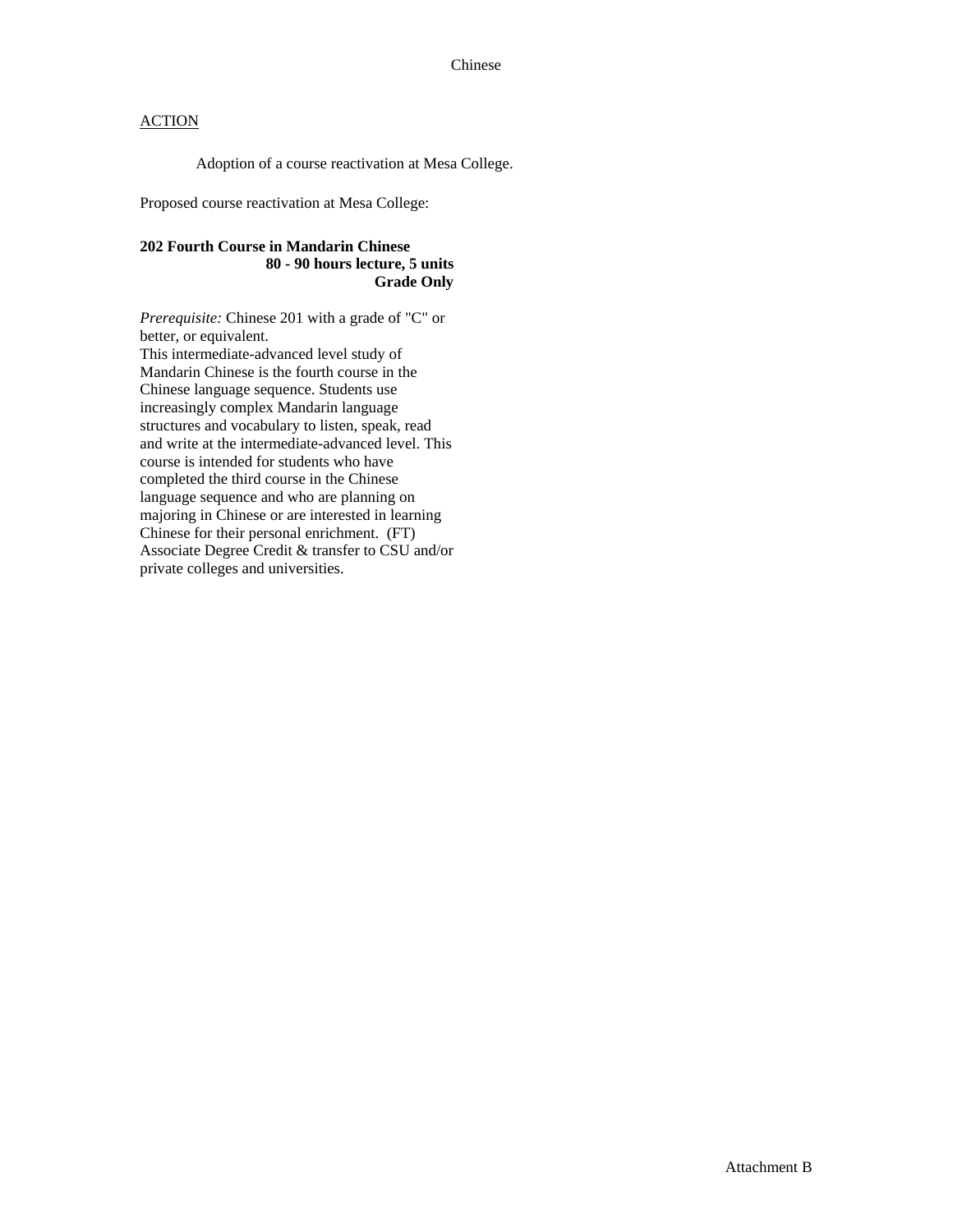Chinese

ACTION

Adoption of a course reactivation at Mesa College.

Proposed course reactivation at Mesa College:

**202 Fourth Course in Mandarin Chinese**
**80 - 90 hours lecture, 5 units**
**Grade Only**

*Prerequisite:* Chinese 201 with a grade of "C" or better, or equivalent.
This intermediate-advanced level study of Mandarin Chinese is the fourth course in the Chinese language sequence. Students use increasingly complex Mandarin language structures and vocabulary to listen, speak, read and write at the intermediate-advanced level. This course is intended for students who have completed the third course in the Chinese language sequence and who are planning on majoring in Chinese or are interested in learning Chinese for their personal enrichment. (FT) Associate Degree Credit & transfer to CSU and/or private colleges and universities.

Attachment B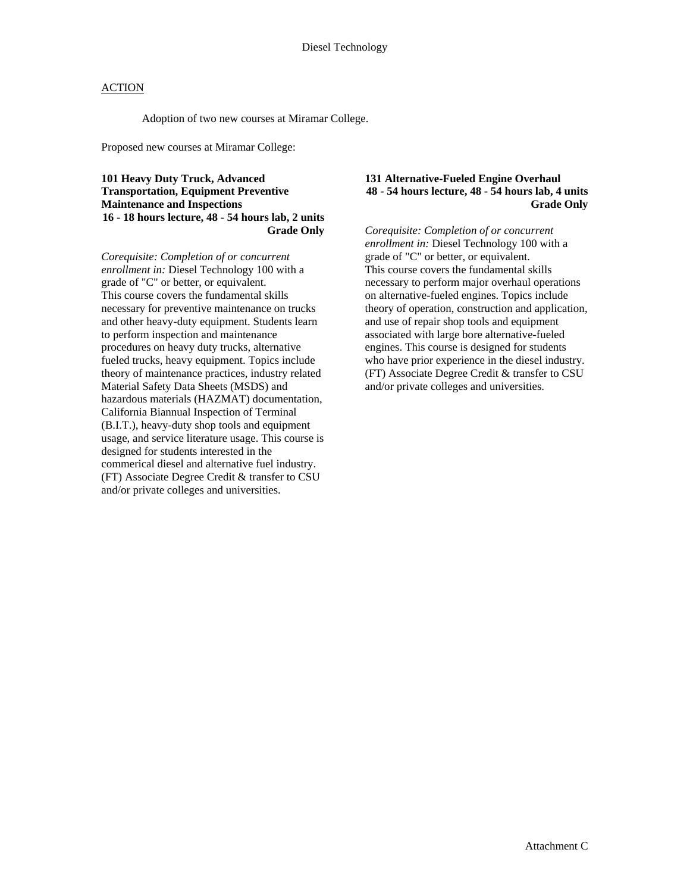# Diesel Technology

ACTION

Adoption of two new courses at Miramar College.

Proposed new courses at Miramar College:

**101 Heavy Duty Truck, Advanced Transportation, Equipment Preventive Maintenance and Inspections**
**16 - 18 hours lecture, 48 - 54 hours lab, 2 units**
**Grade Only**

*Corequisite: Completion of or concurrent enrollment in:* Diesel Technology 100 with a grade of "C" or better, or equivalent.
This course covers the fundamental skills necessary for preventive maintenance on trucks and other heavy-duty equipment. Students learn to perform inspection and maintenance procedures on heavy duty trucks, alternative fueled trucks, heavy equipment. Topics include theory of maintenance practices, industry related Material Safety Data Sheets (MSDS) and hazardous materials (HAZMAT) documentation, California Biannual Inspection of Terminal (B.I.T.), heavy-duty shop tools and equipment usage, and service literature usage. This course is designed for students interested in the commerical diesel and alternative fuel industry. (FT) Associate Degree Credit & transfer to CSU and/or private colleges and universities.

**131 Alternative-Fueled Engine Overhaul**
**48 - 54 hours lecture, 48 - 54 hours lab, 4 units**
**Grade Only**

*Corequisite: Completion of or concurrent enrollment in:* Diesel Technology 100 with a grade of "C" or better, or equivalent.
This course covers the fundamental skills necessary to perform major overhaul operations on alternative-fueled engines. Topics include theory of operation, construction and application, and use of repair shop tools and equipment associated with large bore alternative-fueled engines. This course is designed for students who have prior experience in the diesel industry. (FT) Associate Degree Credit & transfer to CSU and/or private colleges and universities.

Attachment C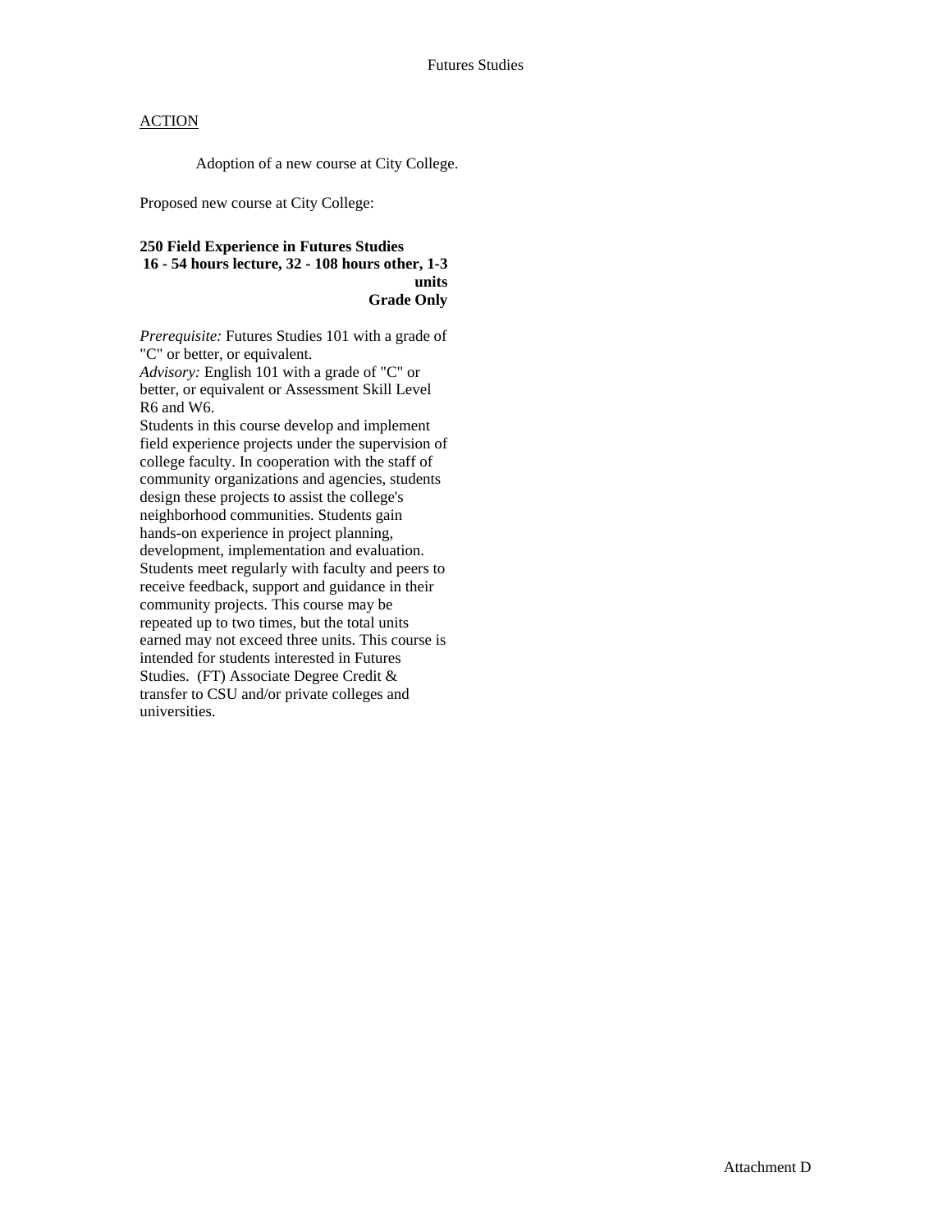Futures Studies

ACTION

Adoption of a new course at City College.

Proposed new course at City College:

**250 Field Experience in Futures Studies**
**16 - 54 hours lecture, 32 - 108 hours other, 1-3 units**
**Grade Only**

*Prerequisite:* Futures Studies 101 with a grade of "C" or better, or equivalent.
*Advisory:* English 101 with a grade of "C" or better, or equivalent or Assessment Skill Level R6 and W6.
Students in this course develop and implement field experience projects under the supervision of college faculty. In cooperation with the staff of community organizations and agencies, students design these projects to assist the college's neighborhood communities. Students gain hands-on experience in project planning, development, implementation and evaluation. Students meet regularly with faculty and peers to receive feedback, support and guidance in their community projects. This course may be repeated up to two times, but the total units earned may not exceed three units. This course is intended for students interested in Futures Studies. (FT) Associate Degree Credit & transfer to CSU and/or private colleges and universities.

Attachment D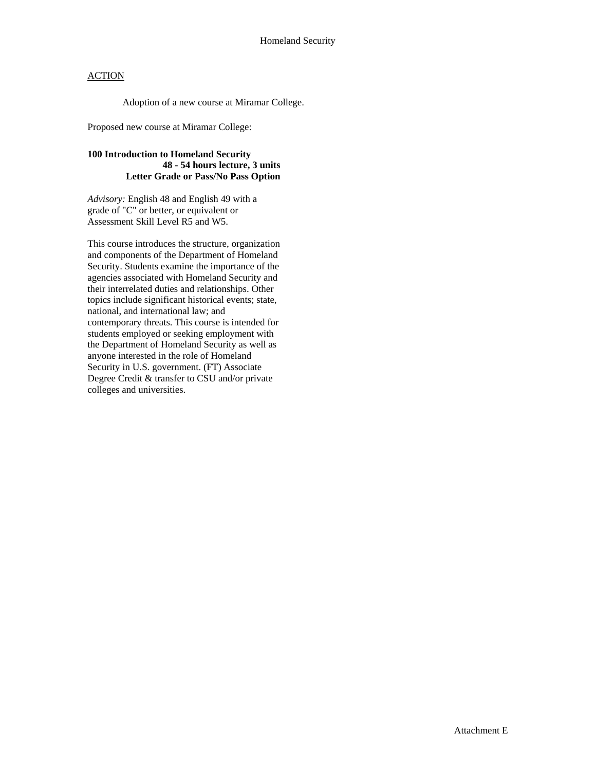# Homeland Security

ACTION

Adoption of a new course at Miramar College.

Proposed new course at Miramar College:

**100 Introduction to Homeland Security**
**48 - 54 hours lecture, 3 units**
**Letter Grade or Pass/No Pass Option**

*Advisory:* English 48 and English 49 with a grade of "C" or better, or equivalent or Assessment Skill Level R5 and W5.

This course introduces the structure, organization and components of the Department of Homeland Security. Students examine the importance of the agencies associated with Homeland Security and their interrelated duties and relationships. Other topics include significant historical events; state, national, and international law; and contemporary threats. This course is intended for students employed or seeking employment with the Department of Homeland Security as well as anyone interested in the role of Homeland Security in U.S. government. (FT) Associate Degree Credit & transfer to CSU and/or private colleges and universities.

Attachment E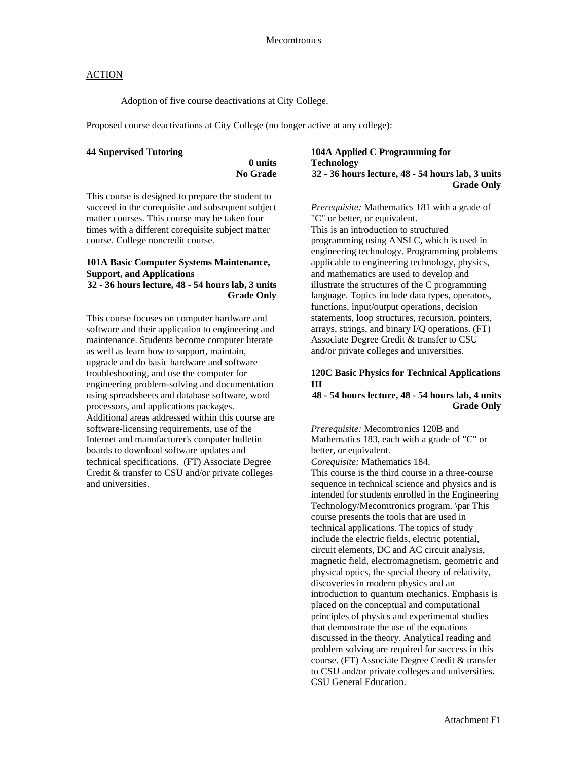Mecomtronics

ACTION

Adoption of five course deactivations at City College.

Proposed course deactivations at City College (no longer active at any college):

**44 Supervised Tutoring**
**0 units**
**No Grade**

This course is designed to prepare the student to succeed in the corequisite and subsequent subject matter courses. This course may be taken four times with a different corequisite subject matter course. College noncredit course.

**101A Basic Computer Systems Maintenance, Support, and Applications**
**32 - 36 hours lecture, 48 - 54 hours lab, 3 units**
**Grade Only**

This course focuses on computer hardware and software and their application to engineering and maintenance. Students become computer literate as well as learn how to support, maintain, upgrade and do basic hardware and software troubleshooting, and use the computer for engineering problem-solving and documentation using spreadsheets and database software, word processors, and applications packages. Additional areas addressed within this course are software-licensing requirements, use of the Internet and manufacturer's computer bulletin boards to download software updates and technical specifications. (FT) Associate Degree Credit & transfer to CSU and/or private colleges and universities.

**104A Applied C Programming for Technology**
**32 - 36 hours lecture, 48 - 54 hours lab, 3 units**
**Grade Only**

*Prerequisite:* Mathematics 181 with a grade of "C" or better, or equivalent.
This is an introduction to structured programming using ANSI C, which is used in engineering technology. Programming problems applicable to engineering technology, physics, and mathematics are used to develop and illustrate the structures of the C programming language. Topics include data types, operators, functions, input/output operations, decision statements, loop structures, recursion, pointers, arrays, strings, and binary I/Q operations. (FT) Associate Degree Credit & transfer to CSU and/or private colleges and universities.

**120C Basic Physics for Technical Applications III**
**48 - 54 hours lecture, 48 - 54 hours lab, 4 units**
**Grade Only**

*Prerequisite:* Mecomtronics 120B and Mathematics 183, each with a grade of "C" or better, or equivalent.
*Corequisite:* Mathematics 184.
This course is the third course in a three-course sequence in technical science and physics and is intended for students enrolled in the Engineering Technology/Mecomtronics program. \par This course presents the tools that are used in technical applications. The topics of study include the electric fields, electric potential, circuit elements, DC and AC circuit analysis, magnetic field, electromagnetism, geometric and physical optics, the special theory of relativity, discoveries in modern physics and an introduction to quantum mechanics. Emphasis is placed on the conceptual and computational principles of physics and experimental studies that demonstrate the use of the equations discussed in the theory. Analytical reading and problem solving are required for success in this course. (FT) Associate Degree Credit & transfer to CSU and/or private colleges and universities. CSU General Education.

Attachment F1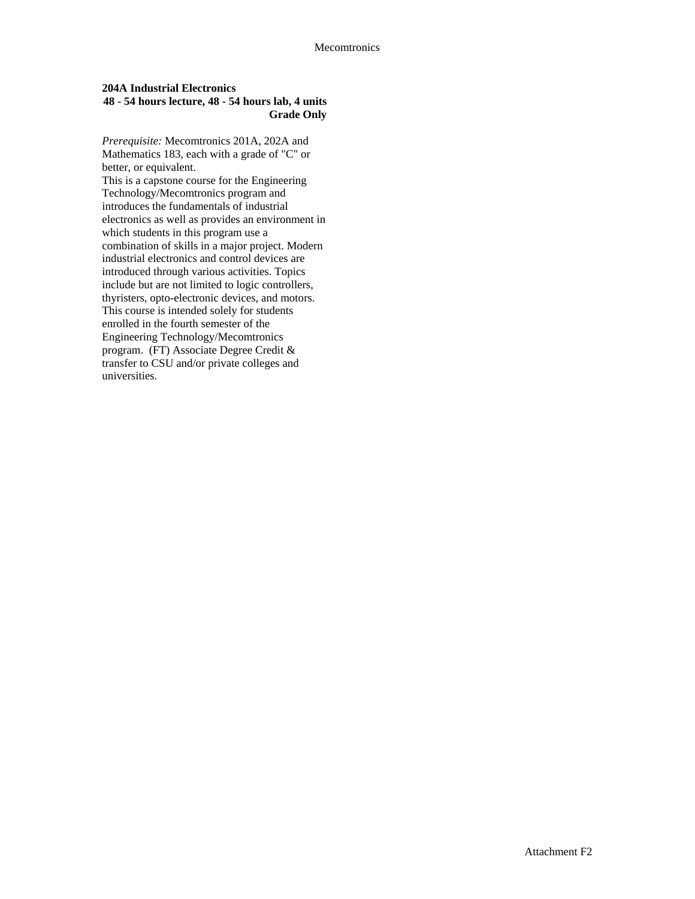**204A Industrial Electronics**
**48 - 54 hours lecture, 48 - 54 hours lab, 4 units**
**Grade Only**

*Prerequisite:* Mecomtronics 201A, 202A and Mathematics 183, each with a grade of "C" or better, or equivalent.

This is a capstone course for the Engineering Technology/Mecomtronics program and introduces the fundamentals of industrial electronics as well as provides an environment in which students in this program use a combination of skills in a major project. Modern industrial electronics and control devices are introduced through various activities. Topics include but are not limited to logic controllers, thyristers, opto-electronic devices, and motors. This course is intended solely for students enrolled in the fourth semester of the Engineering Technology/Mecomtronics program. (FT) Associate Degree Credit & transfer to CSU and/or private colleges and universities.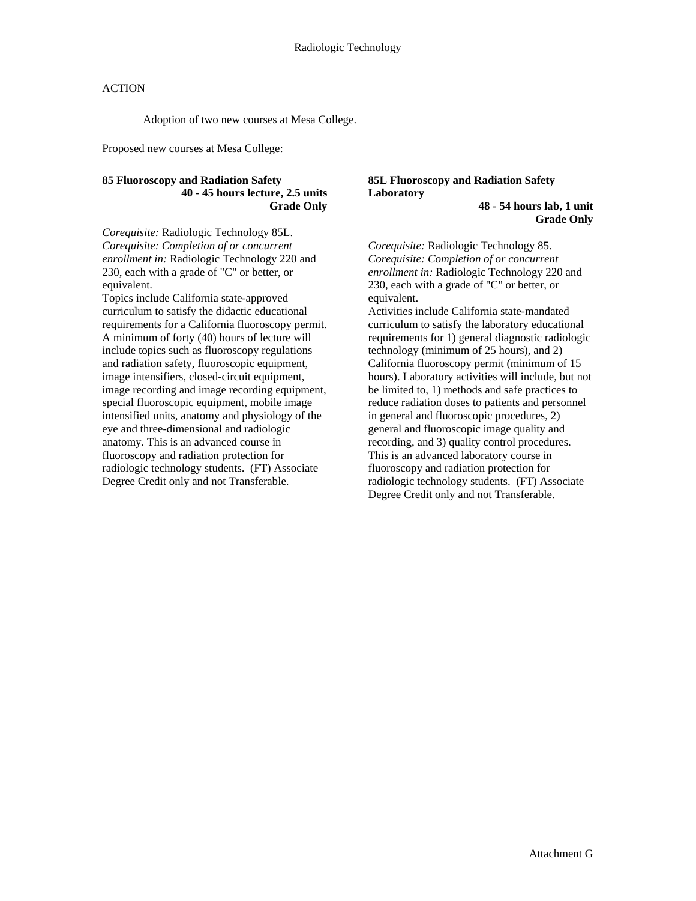# Radiologic Technology

ACTION

Adoption of two new courses at Mesa College.

Proposed new courses at Mesa College:

**85 Fluoroscopy and Radiation Safety**
**40 - 45 hours lecture, 2.5 units**
**Grade Only**

*Corequisite:* Radiologic Technology 85L.
*Corequisite: Completion of or concurrent enrollment in:* Radiologic Technology 220 and 230, each with a grade of "C" or better, or equivalent.
Topics include California state-approved curriculum to satisfy the didactic educational requirements for a California fluoroscopy permit. A minimum of forty (40) hours of lecture will include topics such as fluoroscopy regulations and radiation safety, fluoroscopic equipment, image intensifiers, closed-circuit equipment, image recording and image recording equipment, special fluoroscopic equipment, mobile image intensified units, anatomy and physiology of the eye and three-dimensional and radiologic anatomy. This is an advanced course in fluoroscopy and radiation protection for radiologic technology students. (FT) Associate Degree Credit only and not Transferable.

**85L Fluoroscopy and Radiation Safety Laboratory**
**48 - 54 hours lab, 1 unit**
**Grade Only**

*Corequisite:* Radiologic Technology 85.
*Corequisite: Completion of or concurrent enrollment in:* Radiologic Technology 220 and 230, each with a grade of "C" or better, or equivalent.
Activities include California state-mandated curriculum to satisfy the laboratory educational requirements for 1) general diagnostic radiologic technology (minimum of 25 hours), and 2) California fluoroscopy permit (minimum of 15 hours). Laboratory activities will include, but not be limited to, 1) methods and safe practices to reduce radiation doses to patients and personnel in general and fluoroscopic procedures, 2) general and fluoroscopic image quality and recording, and 3) quality control procedures. This is an advanced laboratory course in fluoroscopy and radiation protection for radiologic technology students. (FT) Associate Degree Credit only and not Transferable.

Attachment G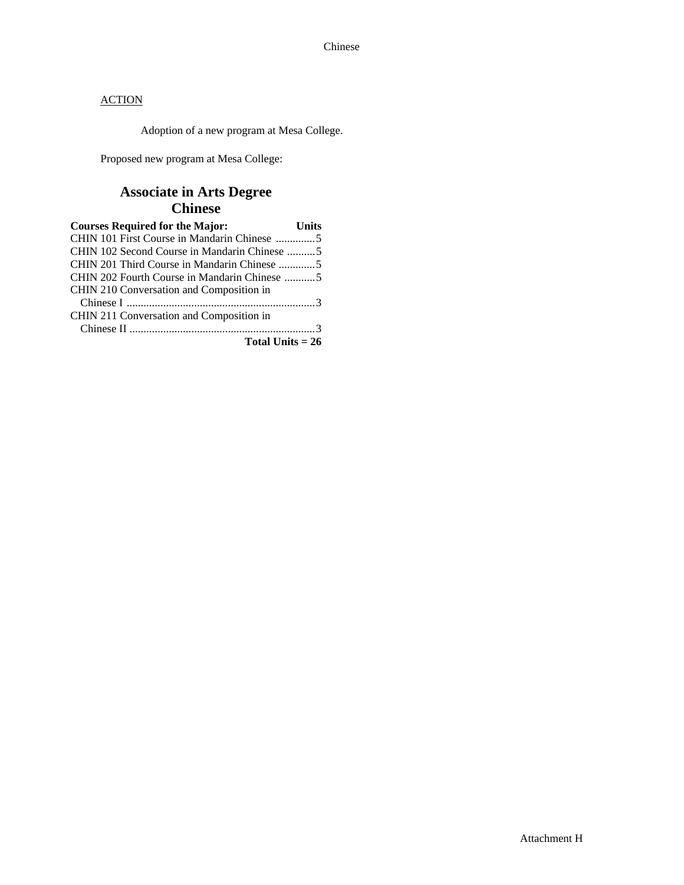ACTION

Adoption of a new program at Mesa College.

Proposed new program at Mesa College:

## Associate in Arts Degree
## Chinese

| Courses Required for the Major: | Units |
|---|---|
| CHIN 101 First Course in Mandarin Chinese | 5 |
| CHIN 102 Second Course in Mandarin Chinese | 5 |
| CHIN 201 Third Course in Mandarin Chinese | 5 |
| CHIN 202 Fourth Course in Mandarin Chinese | 5 |
| CHIN 210 Conversation and Composition in Chinese I | 3 |
| CHIN 211 Conversation and Composition in Chinese II | 3 |
| **Total Units = 26** | |

Attachment H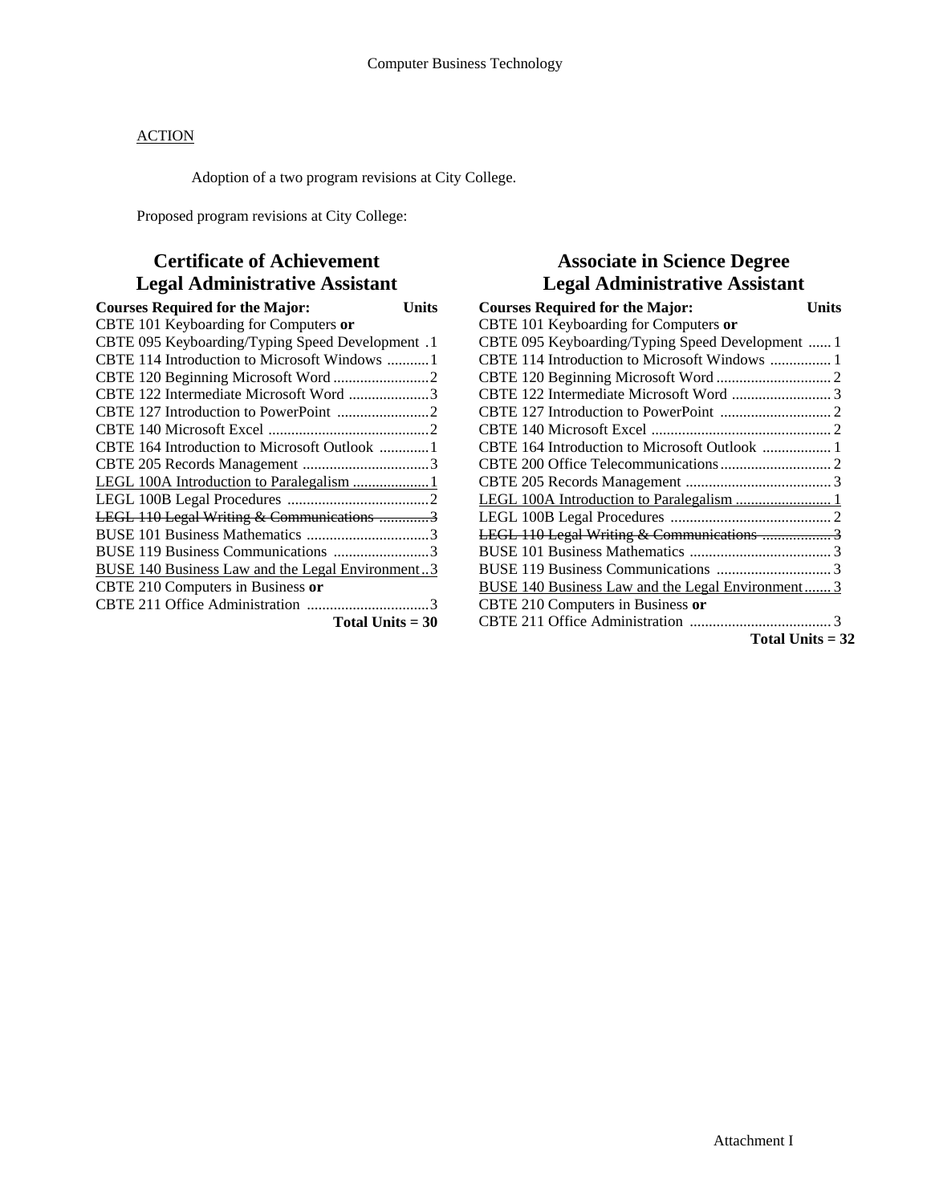Computer Business Technology

<u>ACTION</u>

Adoption of a two program revisions at City College.

Proposed program revisions at City College:

## Certificate of Achievement
## Legal Administrative Assistant

| Courses Required for the Major: | Units |
|---|---|
| CBTE 101 Keyboarding for Computers **or** | |
| CBTE 095 Keyboarding/Typing Speed Development | 1 |
| CBTE 114 Introduction to Microsoft Windows | 1 |
| CBTE 120 Beginning Microsoft Word | 2 |
| CBTE 122 Intermediate Microsoft Word | 3 |
| CBTE 127 Introduction to PowerPoint | 2 |
| CBTE 140 Microsoft Excel | 2 |
| CBTE 164 Introduction to Microsoft Outlook | 1 |
| CBTE 205 Records Management | 3 |
| <u>LEGL 100A Introduction to Paralegalism</u> | <u>1</u> |
| LEGL 100B Legal Procedures | 2 |
| ~~LEGL 110 Legal Writing & Communications~~ | ~~3~~ |
| BUSE 101 Business Mathematics | 3 |
| BUSE 119 Business Communications | 3 |
| <u>BUSE 140 Business Law and the Legal Environment</u> | <u>3</u> |
| CBTE 210 Computers in Business **or** | |
| CBTE 211 Office Administration | 3 |
| | **Total Units = 30** |

## Associate in Science Degree
## Legal Administrative Assistant

| Courses Required for the Major: | Units |
|---|---|
| CBTE 101 Keyboarding for Computers **or** | |
| CBTE 095 Keyboarding/Typing Speed Development | 1 |
| CBTE 114 Introduction to Microsoft Windows | 1 |
| CBTE 120 Beginning Microsoft Word | 2 |
| CBTE 122 Intermediate Microsoft Word | 3 |
| CBTE 127 Introduction to PowerPoint | 2 |
| CBTE 140 Microsoft Excel | 2 |
| CBTE 164 Introduction to Microsoft Outlook | 1 |
| CBTE 200 Office Telecommunications | 2 |
| CBTE 205 Records Management | 3 |
| <u>LEGL 100A Introduction to Paralegalism</u> | <u>1</u> |
| LEGL 100B Legal Procedures | 2 |
| ~~LEGL 110 Legal Writing & Communications~~ | ~~3~~ |
| BUSE 101 Business Mathematics | 3 |
| BUSE 119 Business Communications | 3 |
| <u>BUSE 140 Business Law and the Legal Environment</u> | <u>3</u> |
| CBTE 210 Computers in Business **or** | |
| CBTE 211 Office Administration | 3 |
| | **Total Units = 32** |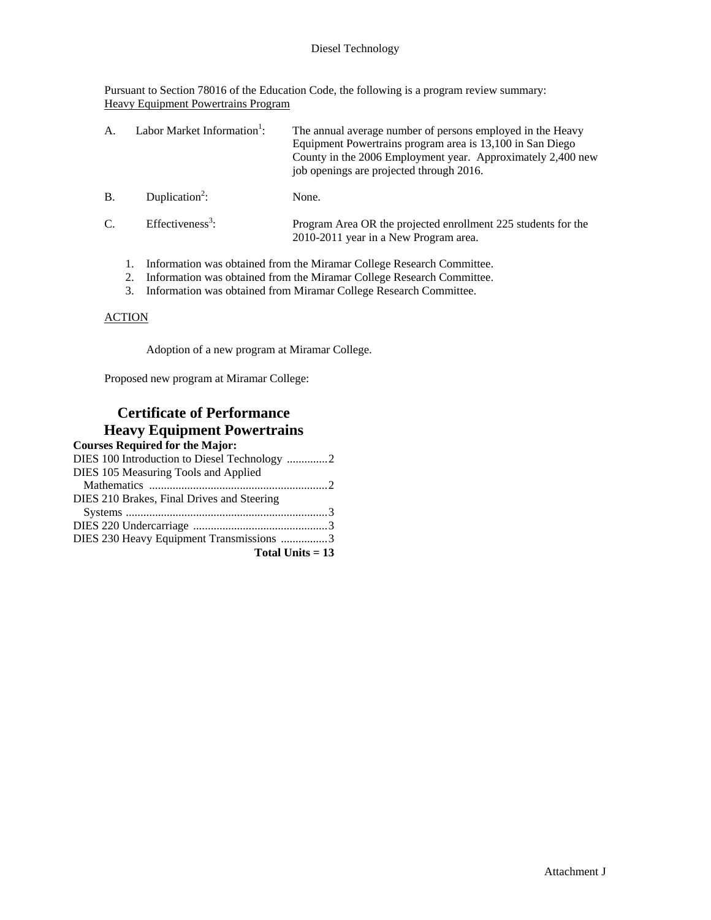Diesel Technology

Pursuant to Section 78016 of the Education Code, the following is a program review summary:
Heavy Equipment Powertrains Program

A. Labor Market Information[1]: The annual average number of persons employed in the Heavy Equipment Powertrains program area is 13,100 in San Diego County in the 2006 Employment year. Approximately 2,400 new job openings are projected through 2016.

B. Duplication[2]: None.

C. Effectiveness[3]: Program Area OR the projected enrollment 225 students for the 2010-2011 year in a New Program area.

1. Information was obtained from the Miramar College Research Committee.
2. Information was obtained from the Miramar College Research Committee.
3. Information was obtained from Miramar College Research Committee.

ACTION

Adoption of a new program at Miramar College.

Proposed new program at Miramar College:

## Certificate of Performance
## Heavy Equipment Powertrains

**Courses Required for the Major:**

| Course | Units |
|---|---|
| DIES 100 Introduction to Diesel Technology | 2 |
| DIES 105 Measuring Tools and Applied Mathematics | 2 |
| DIES 210 Brakes, Final Drives and Steering Systems | 3 |
| DIES 220 Undercarriage | 3 |
| DIES 230 Heavy Equipment Transmissions | 3 |
| **Total Units = 13** | |

Attachment J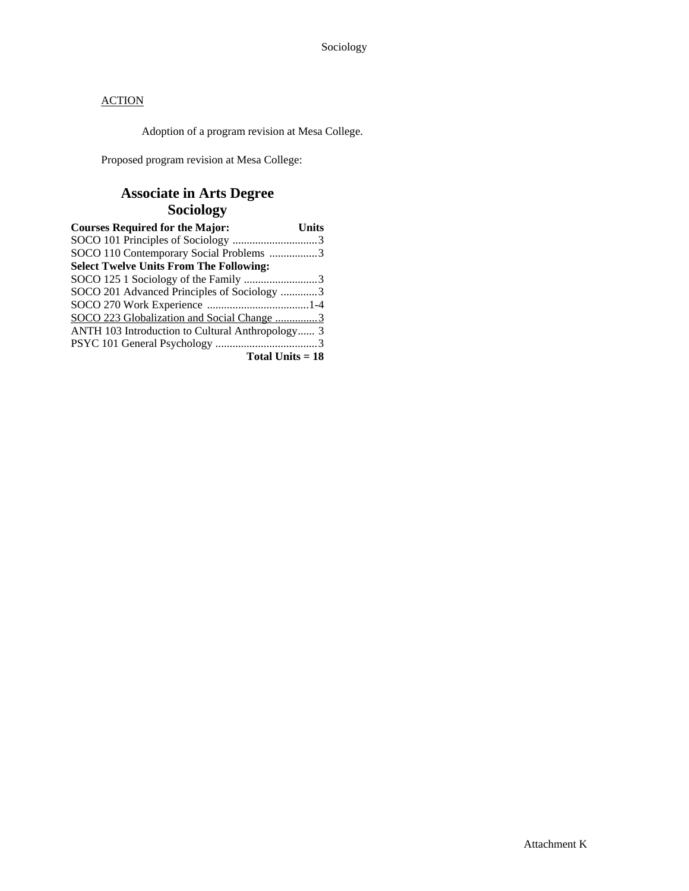ACTION

Adoption of a program revision at Mesa College.

Proposed program revision at Mesa College:

## Associate in Arts Degree
## Sociology

| Courses Required for the Major: | Units |
|---|---|
| SOCO 101 Principles of Sociology | 3 |
| SOCO 110 Contemporary Social Problems | 3 |
| **Select Twelve Units From The Following:** | |
| SOCO 125 1 Sociology of the Family | 3 |
| SOCO 201 Advanced Principles of Sociology | 3 |
| SOCO 270 Work Experience | 1-4 |
| <u>SOCO 223 Globalization and Social Change</u> | <u>3</u> |
| ANTH 103 Introduction to Cultural Anthropology | 3 |
| PSYC 101 General Psychology | 3 |
| | **Total Units = 18** |

Attachment K